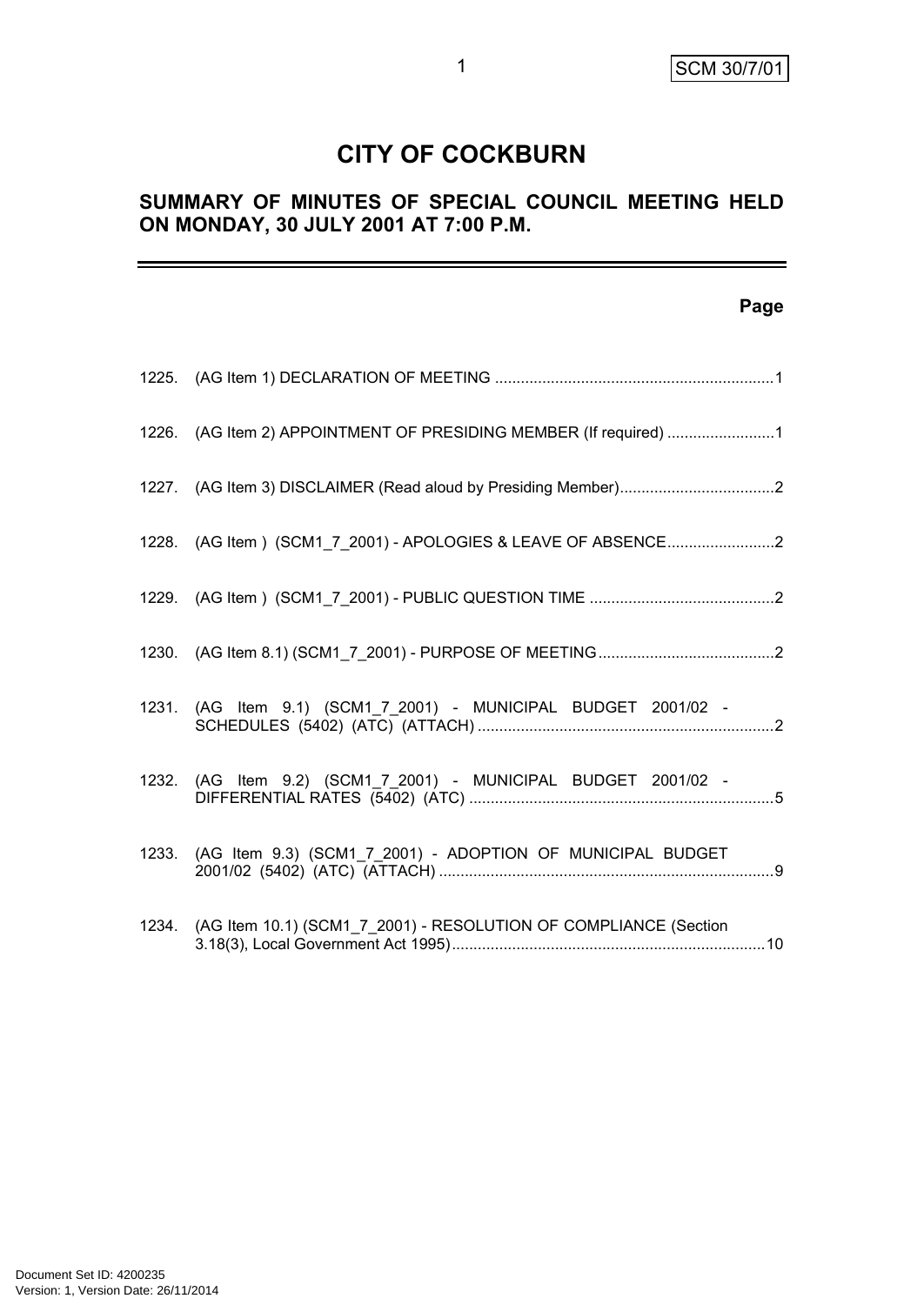# CITY OF COCKBURN

## SUMMARY OF MINUTES OF SPECIAL COUNCIL MEETING HELD ON MONDAY, 30 JULY 2001 AT 7:00 P.M.

| | | Page |
|---|---|---|
| 1225. | (AG Item 1) DECLARATION OF MEETING | 1 |
| 1226. | (AG Item 2) APPOINTMENT OF PRESIDING MEMBER (If required) | 1 |
| 1227. | (AG Item 3) DISCLAIMER (Read aloud by Presiding Member) | 2 |
| 1228. | (AG Item ) (SCM1_7_2001) - APOLOGIES & LEAVE OF ABSENCE | 2 |
| 1229. | (AG Item ) (SCM1_7_2001) - PUBLIC QUESTION TIME | 2 |
| 1230. | (AG Item 8.1) (SCM1_7_2001) - PURPOSE OF MEETING | 2 |
| 1231. | (AG Item 9.1) (SCM1_7_2001) - MUNICIPAL BUDGET 2001/02 - SCHEDULES (5402) (ATC) (ATTACH) | 2 |
| 1232. | (AG Item 9.2) (SCM1_7_2001) - MUNICIPAL BUDGET 2001/02 - DIFFERENTIAL RATES (5402) (ATC) | 5 |
| 1233. | (AG Item 9.3) (SCM1_7_2001) - ADOPTION OF MUNICIPAL BUDGET 2001/02 (5402) (ATC) (ATTACH) | 9 |
| 1234. | (AG Item 10.1) (SCM1_7_2001) - RESOLUTION OF COMPLIANCE (Section 3.18(3), Local Government Act 1995) | 10 |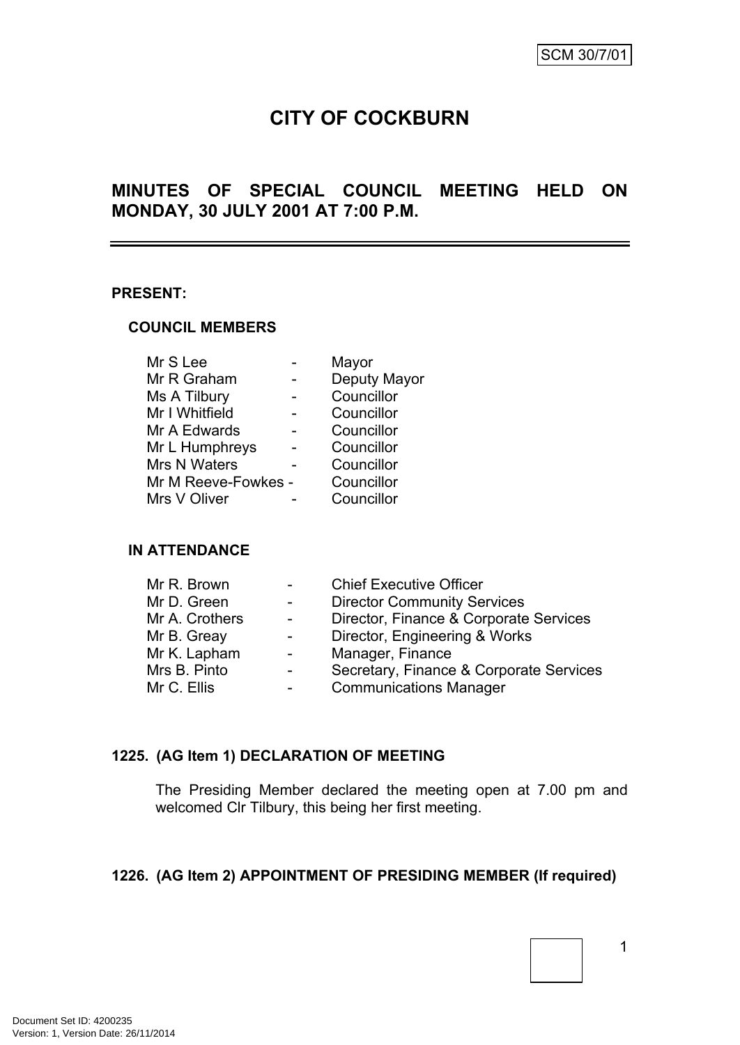SCM 30/7/01

# CITY OF COCKBURN

## MINUTES OF SPECIAL COUNCIL MEETING HELD ON MONDAY, 30 JULY 2001 AT 7:00 P.M.

---

**PRESENT:**

**COUNCIL MEMBERS**

| | | |
|---|---|---|
| Mr S Lee | - | Mayor |
| Mr R Graham | - | Deputy Mayor |
| Ms A Tilbury | - | Councillor |
| Mr I Whitfield | - | Councillor |
| Mr A Edwards | - | Councillor |
| Mr L Humphreys | - | Councillor |
| Mrs N Waters | - | Councillor |
| Mr M Reeve-Fowkes | - | Councillor |
| Mrs V Oliver | - | Councillor |

**IN ATTENDANCE**

| | | |
|---|---|---|
| Mr R. Brown | - | Chief Executive Officer |
| Mr D. Green | - | Director Community Services |
| Mr A. Crothers | - | Director, Finance & Corporate Services |
| Mr B. Greay | - | Director, Engineering & Works |
| Mr K. Lapham | - | Manager, Finance |
| Mrs B. Pinto | - | Secretary, Finance & Corporate Services |
| Mr C. Ellis | - | Communications Manager |

**1225. (AG Item 1) DECLARATION OF MEETING**

The Presiding Member declared the meeting open at 7.00 pm and welcomed Clr Tilbury, this being her first meeting.

**1226. (AG Item 2) APPOINTMENT OF PRESIDING MEMBER (If required)**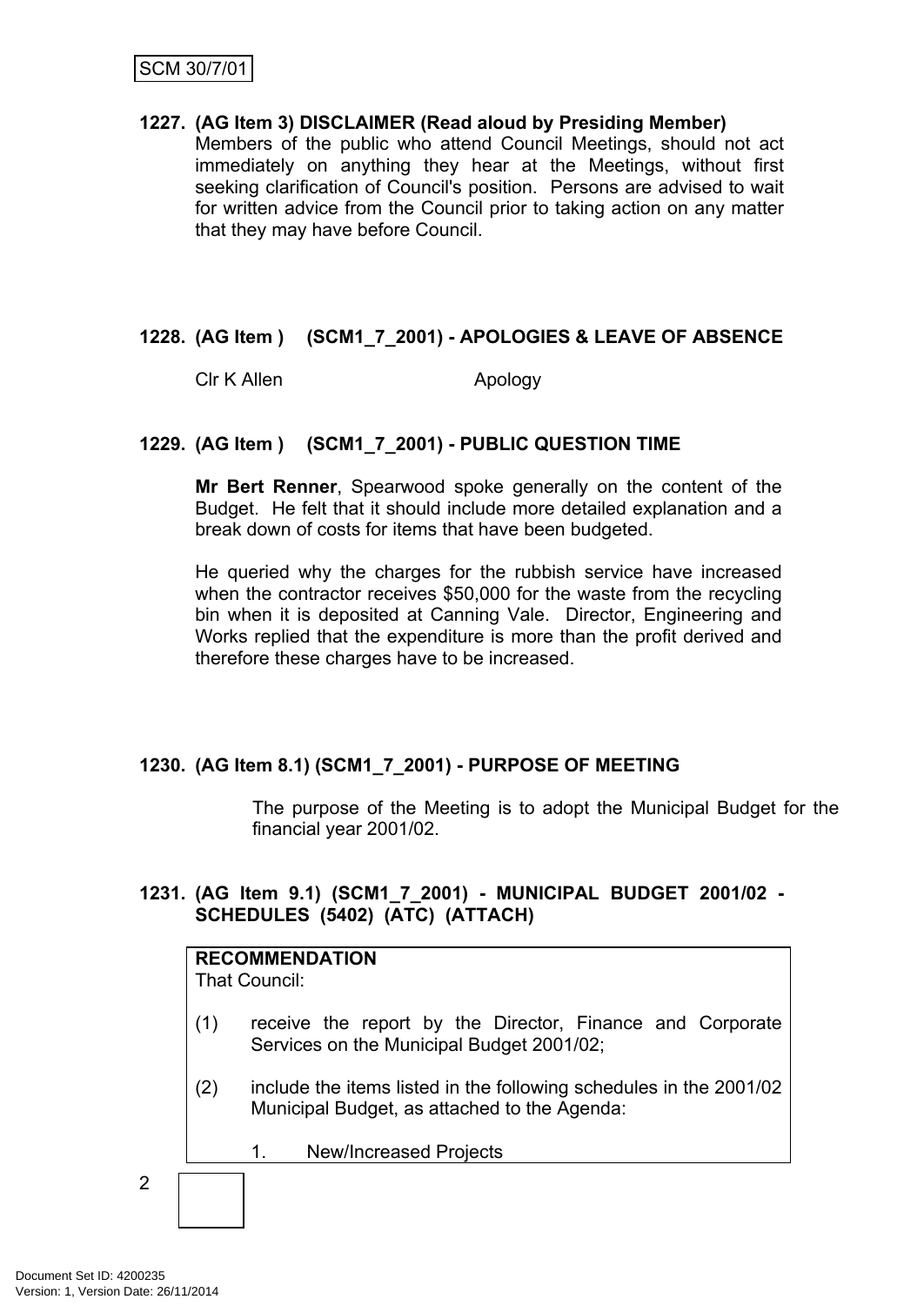**1227. (AG Item 3) DISCLAIMER (Read aloud by Presiding Member)**

Members of the public who attend Council Meetings, should not act immediately on anything they hear at the Meetings, without first seeking clarification of Council's position. Persons are advised to wait for written advice from the Council prior to taking action on any matter that they may have before Council.

**1228. (AG Item ) (SCM1_7_2001) - APOLOGIES & LEAVE OF ABSENCE**

Clr K Allen Apology

**1229. (AG Item ) (SCM1_7_2001) - PUBLIC QUESTION TIME**

**Mr Bert Renner**, Spearwood spoke generally on the content of the Budget. He felt that it should include more detailed explanation and a break down of costs for items that have been budgeted.

He queried why the charges for the rubbish service have increased when the contractor receives $50,000 for the waste from the recycling bin when it is deposited at Canning Vale. Director, Engineering and Works replied that the expenditure is more than the profit derived and therefore these charges have to be increased.

**1230. (AG Item 8.1) (SCM1_7_2001) - PURPOSE OF MEETING**

The purpose of the Meeting is to adopt the Municipal Budget for the financial year 2001/02.

**1231. (AG Item 9.1) (SCM1_7_2001) - MUNICIPAL BUDGET 2001/02 - SCHEDULES (5402) (ATC) (ATTACH)**

**RECOMMENDATION**

That Council:

(1) receive the report by the Director, Finance and Corporate Services on the Municipal Budget 2001/02;

(2) include the items listed in the following schedules in the 2001/02 Municipal Budget, as attached to the Agenda:

1. New/Increased Projects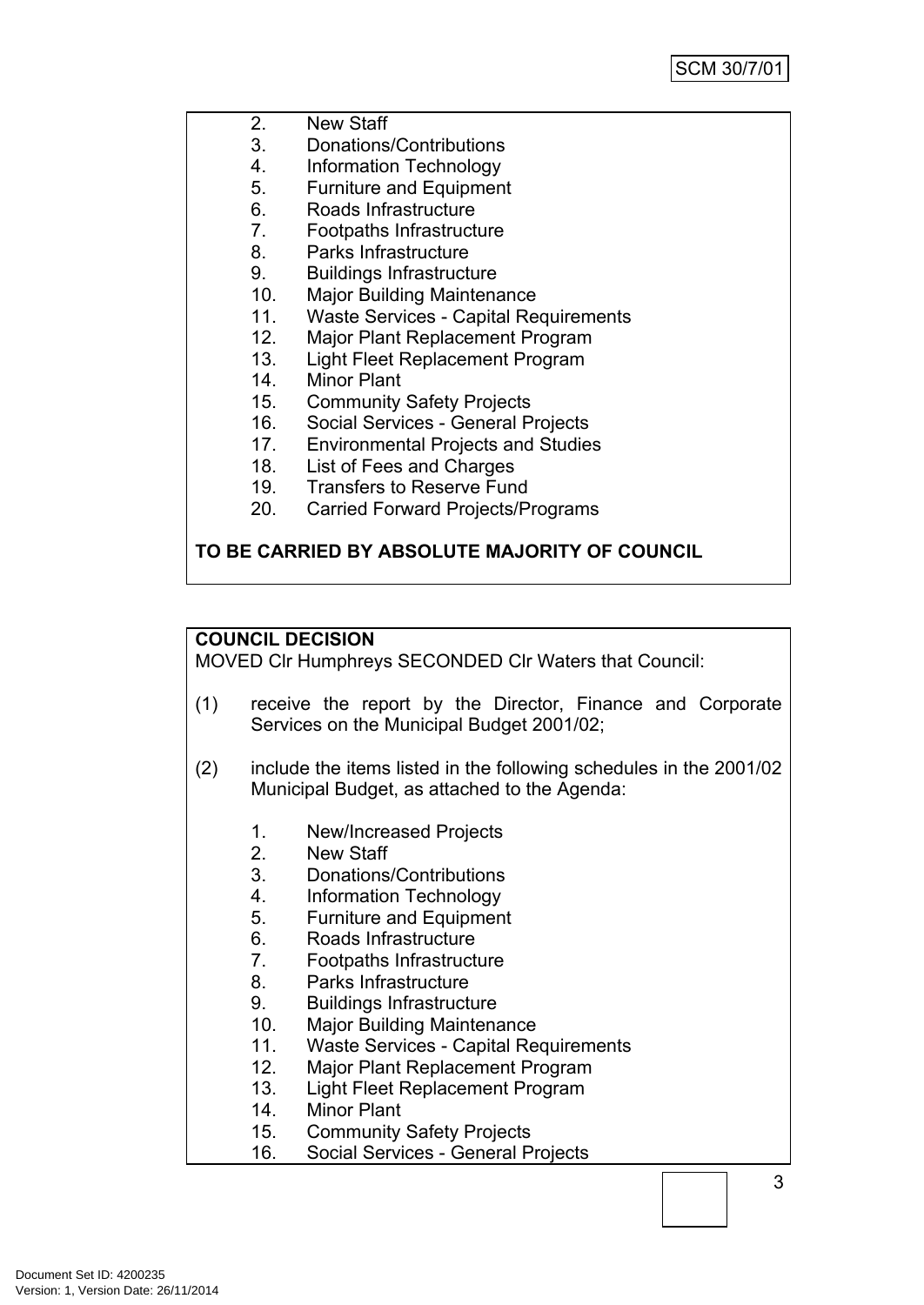2. New Staff
3. Donations/Contributions
4. Information Technology
5. Furniture and Equipment
6. Roads Infrastructure
7. Footpaths Infrastructure
8. Parks Infrastructure
9. Buildings Infrastructure
10. Major Building Maintenance
11. Waste Services - Capital Requirements
12. Major Plant Replacement Program
13. Light Fleet Replacement Program
14. Minor Plant
15. Community Safety Projects
16. Social Services - General Projects
17. Environmental Projects and Studies
18. List of Fees and Charges
19. Transfers to Reserve Fund
20. Carried Forward Projects/Programs

**TO BE CARRIED BY ABSOLUTE MAJORITY OF COUNCIL**

**COUNCIL DECISION**

MOVED Clr Humphreys SECONDED Clr Waters that Council:

(1) receive the report by the Director, Finance and Corporate Services on the Municipal Budget 2001/02;

(2) include the items listed in the following schedules in the 2001/02 Municipal Budget, as attached to the Agenda:

1. New/Increased Projects
2. New Staff
3. Donations/Contributions
4. Information Technology
5. Furniture and Equipment
6. Roads Infrastructure
7. Footpaths Infrastructure
8. Parks Infrastructure
9. Buildings Infrastructure
10. Major Building Maintenance
11. Waste Services - Capital Requirements
12. Major Plant Replacement Program
13. Light Fleet Replacement Program
14. Minor Plant
15. Community Safety Projects
16. Social Services - General Projects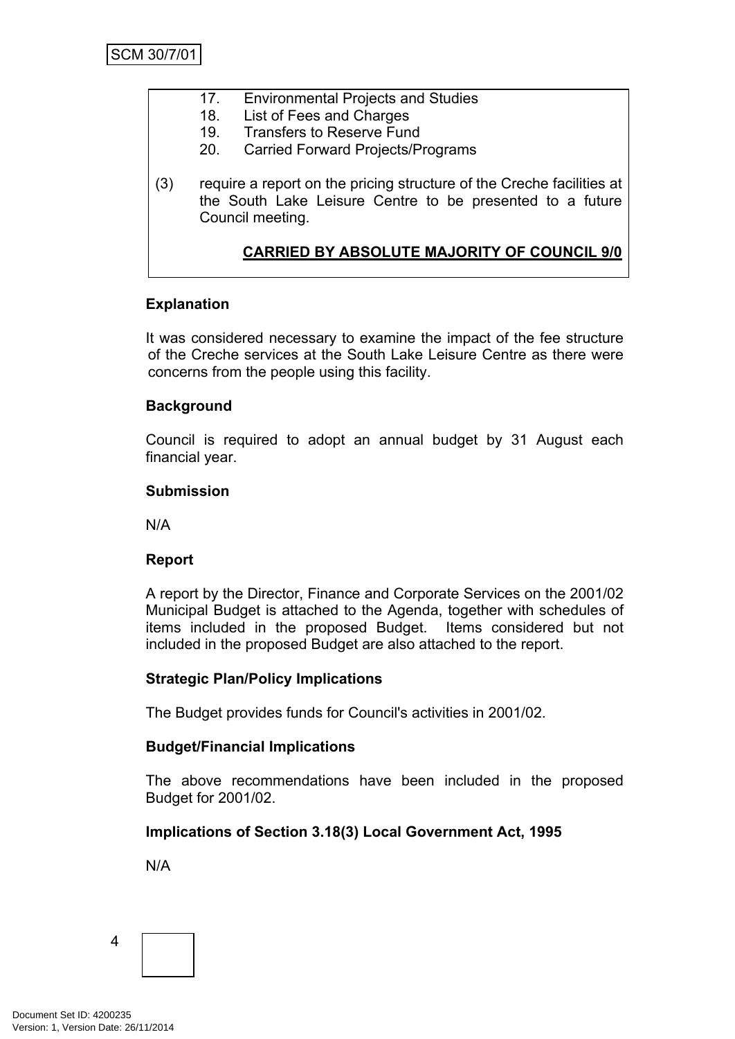17. Environmental Projects and Studies
18. List of Fees and Charges
19. Transfers to Reserve Fund
20. Carried Forward Projects/Programs

(3) require a report on the pricing structure of the Creche facilities at the South Lake Leisure Centre to be presented to a future Council meeting.

**CARRIED BY ABSOLUTE MAJORITY OF COUNCIL 9/0**

**Explanation**

It was considered necessary to examine the impact of the fee structure of the Creche services at the South Lake Leisure Centre as there were concerns from the people using this facility.

**Background**

Council is required to adopt an annual budget by 31 August each financial year.

**Submission**

N/A

**Report**

A report by the Director, Finance and Corporate Services on the 2001/02 Municipal Budget is attached to the Agenda, together with schedules of items included in the proposed Budget. Items considered but not included in the proposed Budget are also attached to the report.

**Strategic Plan/Policy Implications**

The Budget provides funds for Council's activities in 2001/02.

**Budget/Financial Implications**

The above recommendations have been included in the proposed Budget for 2001/02.

**Implications of Section 3.18(3) Local Government Act, 1995**

N/A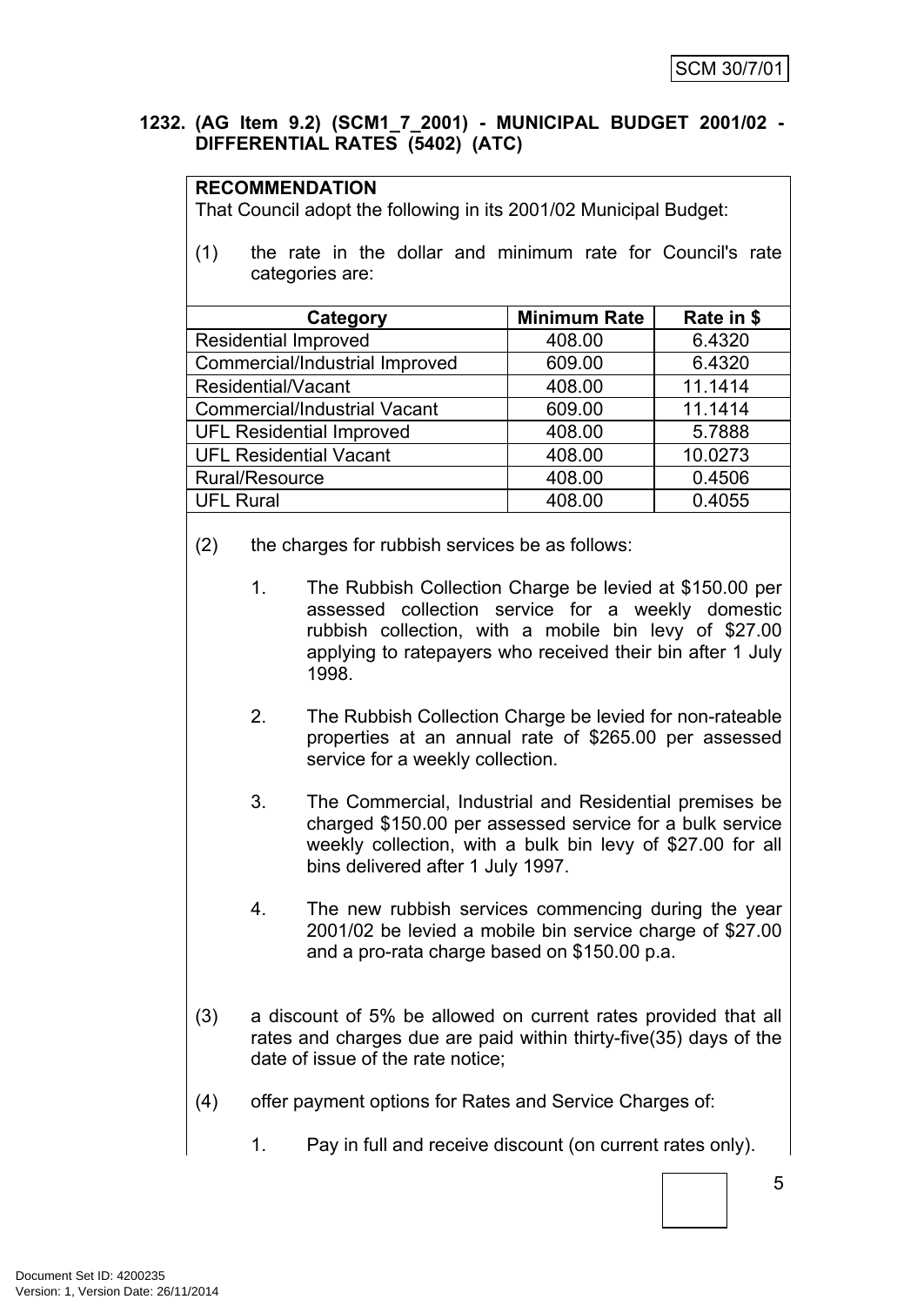**1232. (AG Item 9.2) (SCM1_7_2001) - MUNICIPAL BUDGET 2001/02 - DIFFERENTIAL RATES (5402) (ATC)**

**RECOMMENDATION**

That Council adopt the following in its 2001/02 Municipal Budget:

(1) the rate in the dollar and minimum rate for Council's rate categories are:

| Category | Minimum Rate | Rate in $ |
|---|---|---|
| Residential Improved | 408.00 | 6.4320 |
| Commercial/Industrial Improved | 609.00 | 6.4320 |
| Residential/Vacant | 408.00 | 11.1414 |
| Commercial/Industrial Vacant | 609.00 | 11.1414 |
| UFL Residential Improved | 408.00 | 5.7888 |
| UFL Residential Vacant | 408.00 | 10.0273 |
| Rural/Resource | 408.00 | 0.4506 |
| UFL Rural | 408.00 | 0.4055 |

(2) the charges for rubbish services be as follows:

1. The Rubbish Collection Charge be levied at $150.00 per assessed collection service for a weekly domestic rubbish collection, with a mobile bin levy of $27.00 applying to ratepayers who received their bin after 1 July 1998.

2. The Rubbish Collection Charge be levied for non-rateable properties at an annual rate of $265.00 per assessed service for a weekly collection.

3. The Commercial, Industrial and Residential premises be charged $150.00 per assessed service for a bulk service weekly collection, with a bulk bin levy of $27.00 for all bins delivered after 1 July 1997.

4. The new rubbish services commencing during the year 2001/02 be levied a mobile bin service charge of $27.00 and a pro-rata charge based on $150.00 p.a.

(3) a discount of 5% be allowed on current rates provided that all rates and charges due are paid within thirty-five(35) days of the date of issue of the rate notice;

(4) offer payment options for Rates and Service Charges of:

1. Pay in full and receive discount (on current rates only).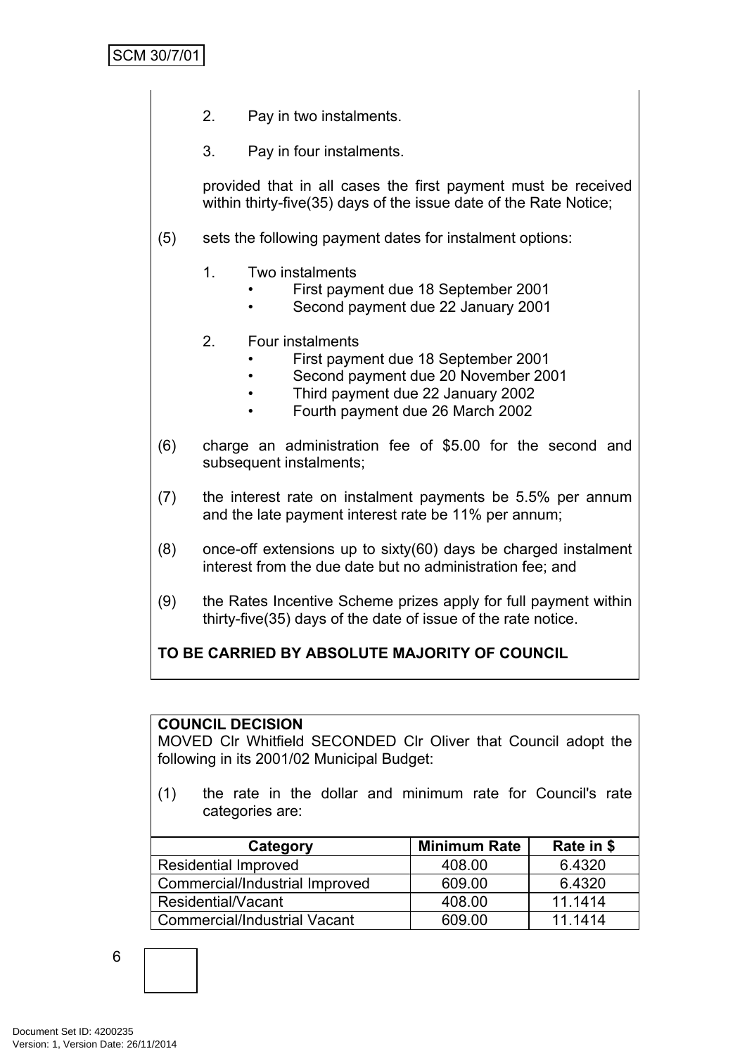2. Pay in two instalments.

3. Pay in four instalments.

provided that in all cases the first payment must be received within thirty-five(35) days of the issue date of the Rate Notice;

(5) sets the following payment dates for instalment options:

1. Two instalments
   - First payment due 18 September 2001
   - Second payment due 22 January 2001

2. Four instalments
   - First payment due 18 September 2001
   - Second payment due 20 November 2001
   - Third payment due 22 January 2002
   - Fourth payment due 26 March 2002

(6) charge an administration fee of $5.00 for the second and subsequent instalments;

(7) the interest rate on instalment payments be 5.5% per annum and the late payment interest rate be 11% per annum;

(8) once-off extensions up to sixty(60) days be charged instalment interest from the due date but no administration fee; and

(9) the Rates Incentive Scheme prizes apply for full payment within thirty-five(35) days of the date of issue of the rate notice.

**TO BE CARRIED BY ABSOLUTE MAJORITY OF COUNCIL**

**COUNCIL DECISION**
MOVED Clr Whitfield SECONDED Clr Oliver that Council adopt the following in its 2001/02 Municipal Budget:

(1) the rate in the dollar and minimum rate for Council's rate categories are:

| Category | Minimum Rate | Rate in $ |
|---|---|---|
| Residential Improved | 408.00 | 6.4320 |
| Commercial/Industrial Improved | 609.00 | 6.4320 |
| Residential/Vacant | 408.00 | 11.1414 |
| Commercial/Industrial Vacant | 609.00 | 11.1414 |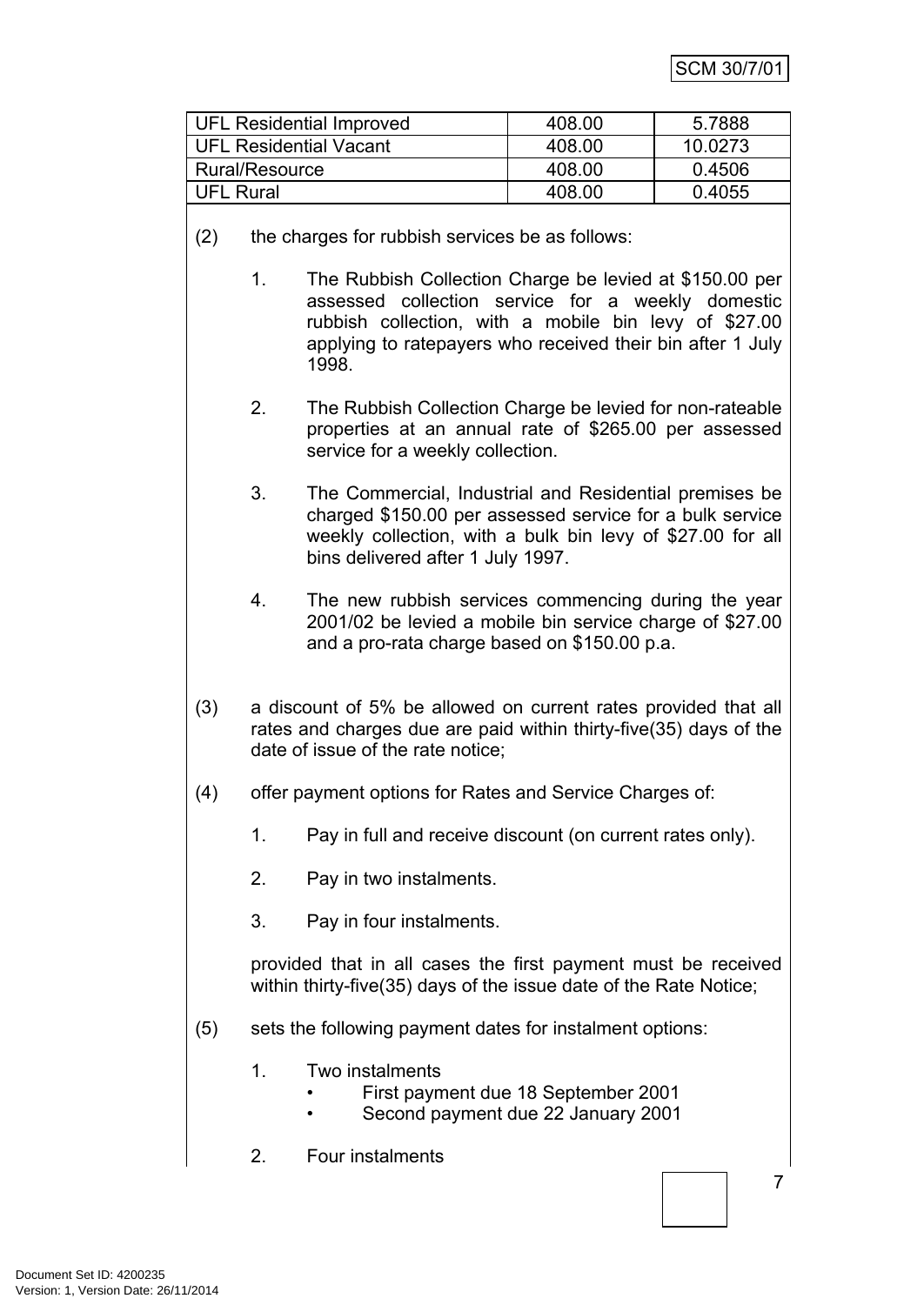| UFL Residential Improved | 408.00 | 5.7888 |
|---|---|---|
| UFL Residential Vacant | 408.00 | 10.0273 |
| Rural/Resource | 408.00 | 0.4506 |
| UFL Rural | 408.00 | 0.4055 |

(2) the charges for rubbish services be as follows:

1. The Rubbish Collection Charge be levied at $150.00 per assessed collection service for a weekly domestic rubbish collection, with a mobile bin levy of $27.00 applying to ratepayers who received their bin after 1 July 1998.

2. The Rubbish Collection Charge be levied for non-rateable properties at an annual rate of $265.00 per assessed service for a weekly collection.

3. The Commercial, Industrial and Residential premises be charged $150.00 per assessed service for a bulk service weekly collection, with a bulk bin levy of $27.00 for all bins delivered after 1 July 1997.

4. The new rubbish services commencing during the year 2001/02 be levied a mobile bin service charge of $27.00 and a pro-rata charge based on $150.00 p.a.

(3) a discount of 5% be allowed on current rates provided that all rates and charges due are paid within thirty-five(35) days of the date of issue of the rate notice;

(4) offer payment options for Rates and Service Charges of:

1. Pay in full and receive discount (on current rates only).

2. Pay in two instalments.

3. Pay in four instalments.

provided that in all cases the first payment must be received within thirty-five(35) days of the issue date of the Rate Notice;

(5) sets the following payment dates for instalment options:

1. Two instalments
   - First payment due 18 September 2001
   - Second payment due 22 January 2001

2. Four instalments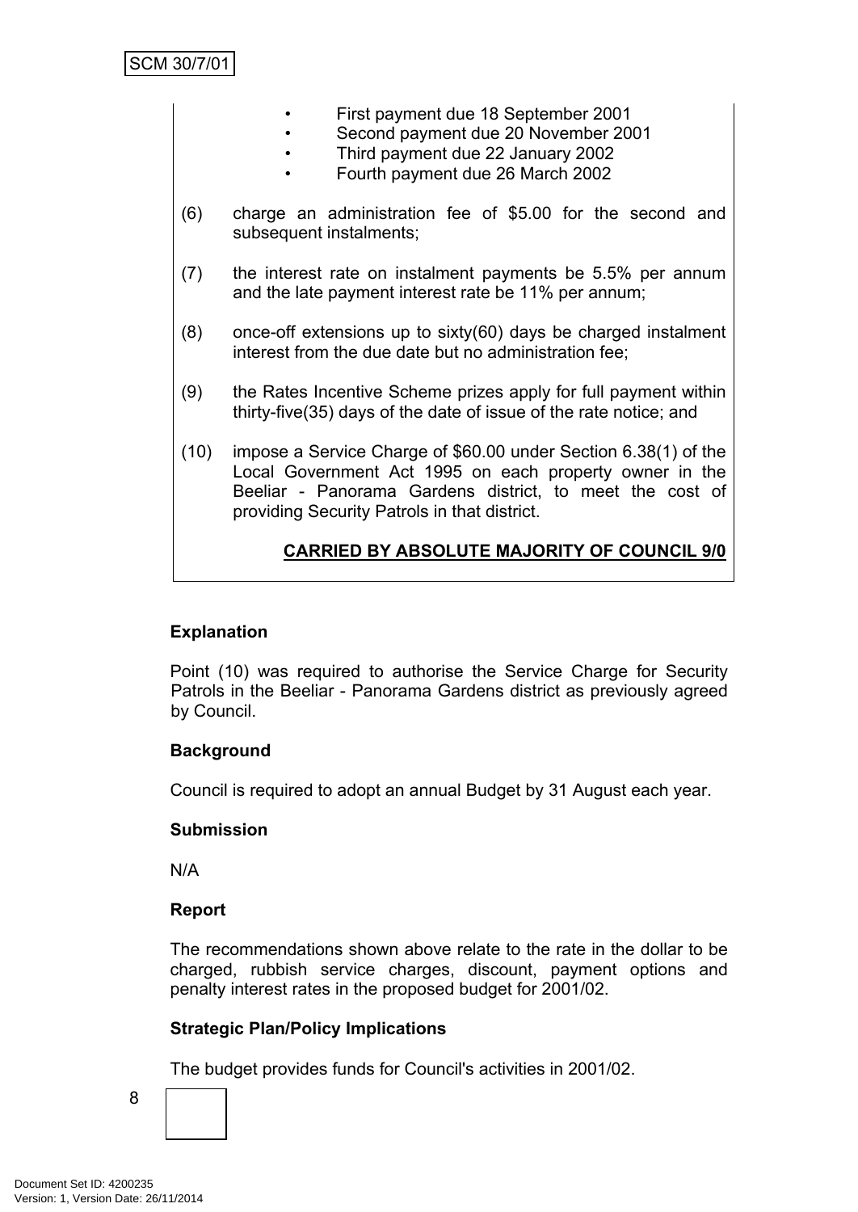- First payment due 18 September 2001
- Second payment due 20 November 2001
- Third payment due 22 January 2002
- Fourth payment due 26 March 2002

(6) charge an administration fee of $5.00 for the second and subsequent instalments;

(7) the interest rate on instalment payments be 5.5% per annum and the late payment interest rate be 11% per annum;

(8) once-off extensions up to sixty(60) days be charged instalment interest from the due date but no administration fee;

(9) the Rates Incentive Scheme prizes apply for full payment within thirty-five(35) days of the date of issue of the rate notice; and

(10) impose a Service Charge of $60.00 under Section 6.38(1) of the Local Government Act 1995 on each property owner in the Beeliar - Panorama Gardens district, to meet the cost of providing Security Patrols in that district.

**CARRIED BY ABSOLUTE MAJORITY OF COUNCIL 9/0**

**Explanation**

Point (10) was required to authorise the Service Charge for Security Patrols in the Beeliar - Panorama Gardens district as previously agreed by Council.

**Background**

Council is required to adopt an annual Budget by 31 August each year.

**Submission**

N/A

**Report**

The recommendations shown above relate to the rate in the dollar to be charged, rubbish service charges, discount, payment options and penalty interest rates in the proposed budget for 2001/02.

**Strategic Plan/Policy Implications**

The budget provides funds for Council's activities in 2001/02.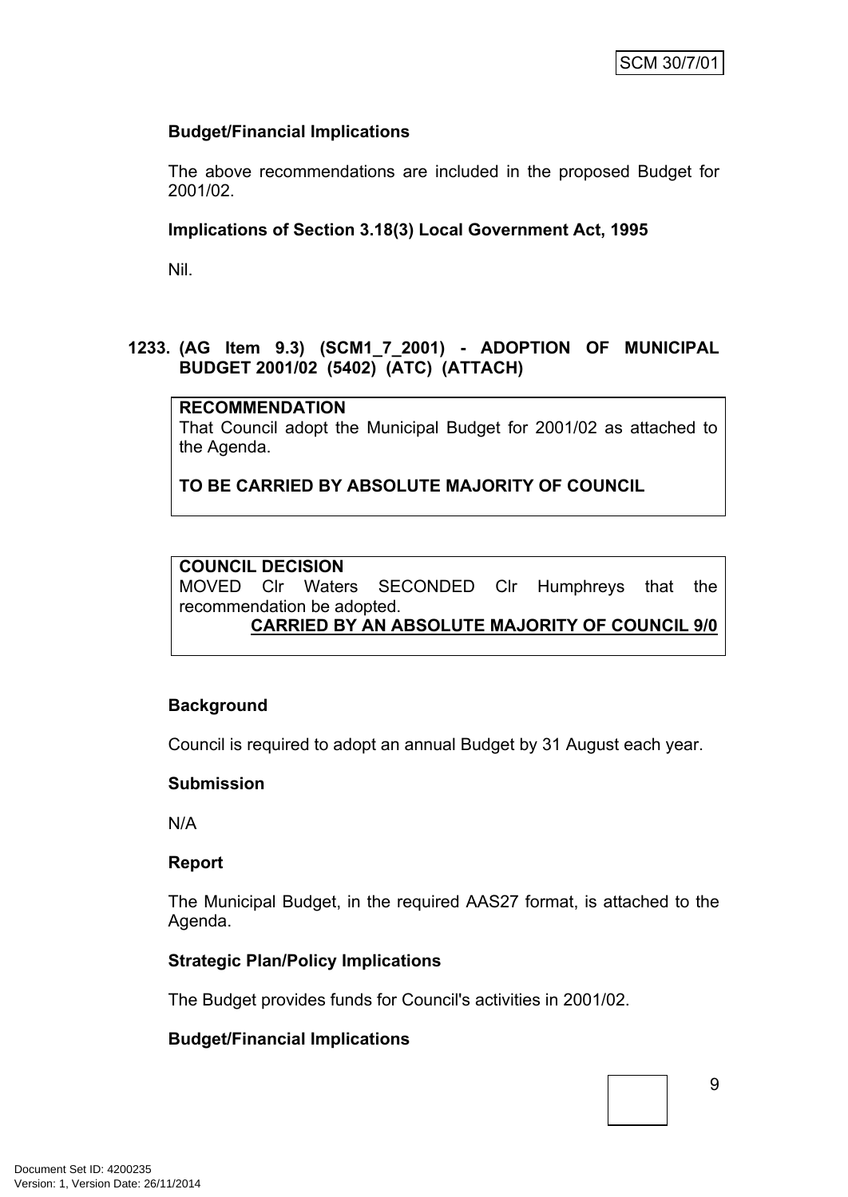**Budget/Financial Implications**

The above recommendations are included in the proposed Budget for 2001/02.

**Implications of Section 3.18(3) Local Government Act, 1995**

Nil.

**1233. (AG Item 9.3) (SCM1_7_2001) - ADOPTION OF MUNICIPAL BUDGET 2001/02 (5402) (ATC) (ATTACH)**

**RECOMMENDATION**
That Council adopt the Municipal Budget for 2001/02 as attached to the Agenda.

**TO BE CARRIED BY ABSOLUTE MAJORITY OF COUNCIL**

**COUNCIL DECISION**
MOVED Clr Waters SECONDED Clr Humphreys that the recommendation be adopted.
**CARRIED BY AN ABSOLUTE MAJORITY OF COUNCIL 9/0**

**Background**

Council is required to adopt an annual Budget by 31 August each year.

**Submission**

N/A

**Report**

The Municipal Budget, in the required AAS27 format, is attached to the Agenda.

**Strategic Plan/Policy Implications**

The Budget provides funds for Council's activities in 2001/02.

**Budget/Financial Implications**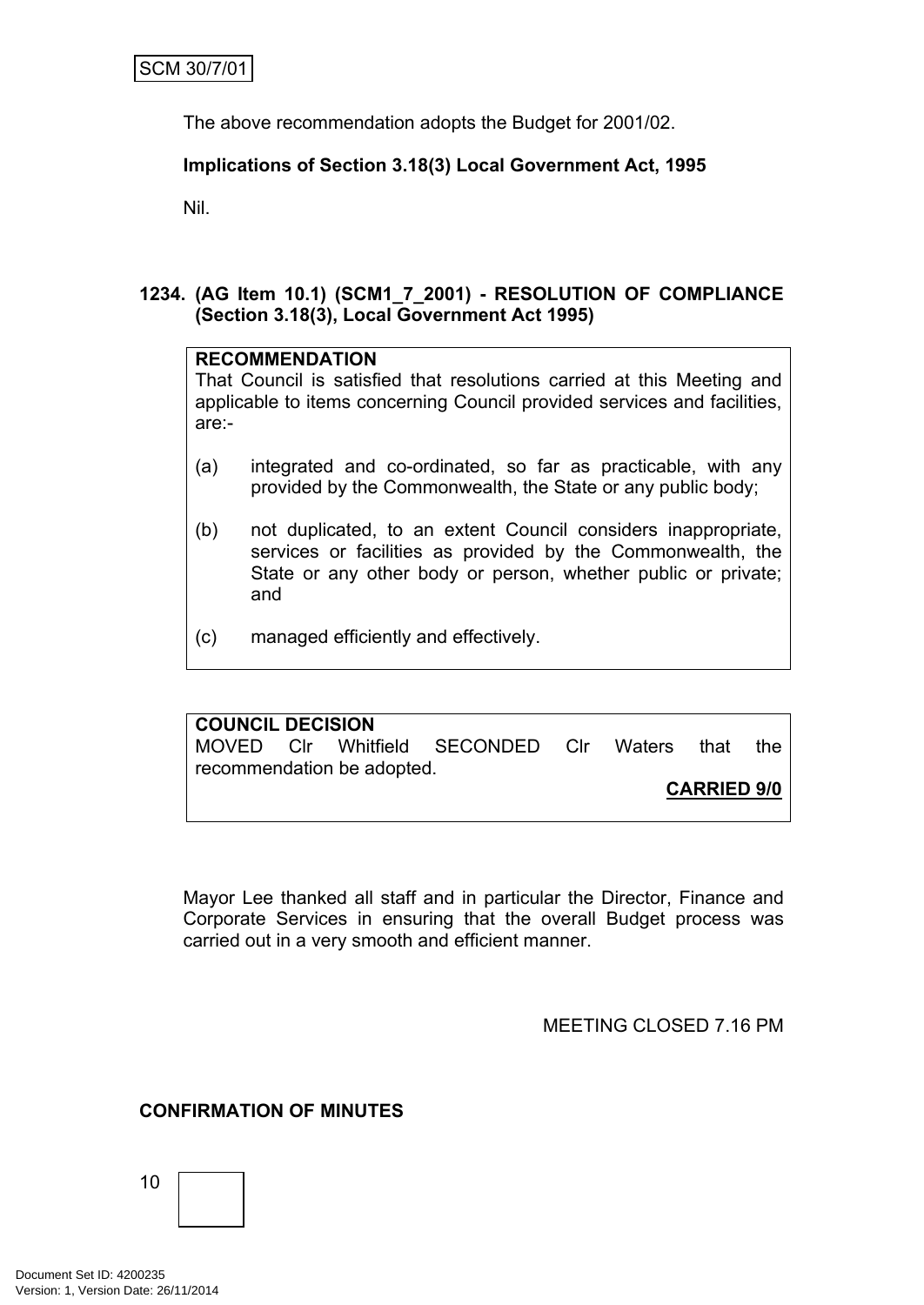The above recommendation adopts the Budget for 2001/02.

**Implications of Section 3.18(3) Local Government Act, 1995**

Nil.

## 1234. (AG Item 10.1) (SCM1_7_2001) - RESOLUTION OF COMPLIANCE (Section 3.18(3), Local Government Act 1995)

**RECOMMENDATION**

That Council is satisfied that resolutions carried at this Meeting and applicable to items concerning Council provided services and facilities, are:-

(a) integrated and co-ordinated, so far as practicable, with any provided by the Commonwealth, the State or any public body;

(b) not duplicated, to an extent Council considers inappropriate, services or facilities as provided by the Commonwealth, the State or any other body or person, whether public or private; and

(c) managed efficiently and effectively.

**COUNCIL DECISION**

MOVED Clr Whitfield SECONDED Clr Waters that the recommendation be adopted.

**CARRIED 9/0**

Mayor Lee thanked all staff and in particular the Director, Finance and Corporate Services in ensuring that the overall Budget process was carried out in a very smooth and efficient manner.

MEETING CLOSED 7.16 PM

**CONFIRMATION OF MINUTES**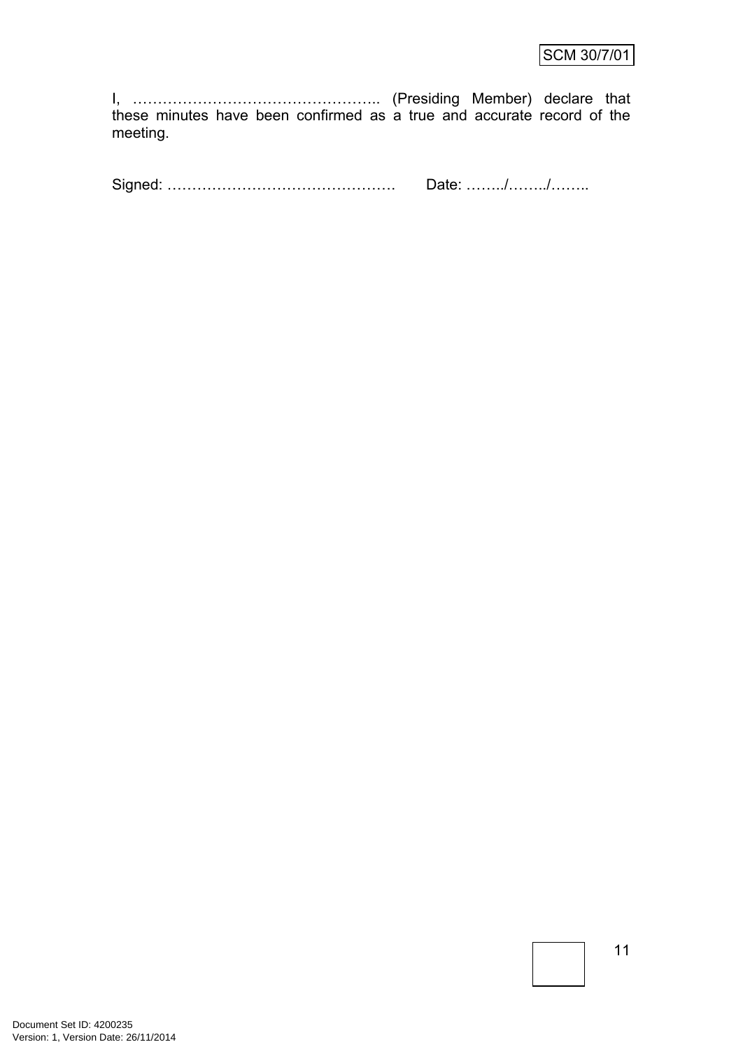I, ………………………………………….. (Presiding Member) declare that these minutes have been confirmed as a true and accurate record of the meeting.

Signed: ……………………………………… Date: ……../……../……..